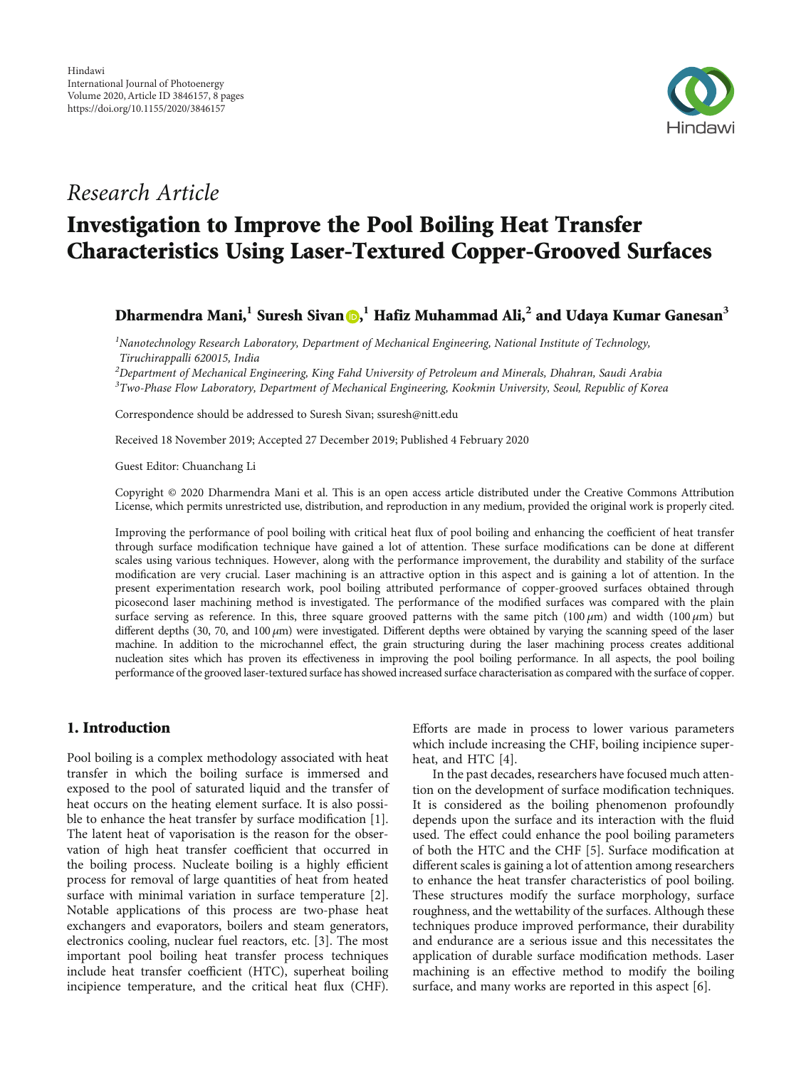Hindawi
International Journal of Photoenergy
Volume 2020, Article ID 3846157, 8 pages
https://doi.org/10.1155/2020/3846157

*Research Article*

# Investigation to Improve the Pool Boiling Heat Transfer Characteristics Using Laser-Textured Copper-Grooved Surfaces

**Dharmendra Mani,[1] Suresh Sivan,[1] Hafiz Muhammad Ali,[2] and Udaya Kumar Ganesan[3]**

[1] *Nanotechnology Research Laboratory, Department of Mechanical Engineering, National Institute of Technology, Tiruchirappalli 620015, India*
[2] *Department of Mechanical Engineering, King Fahd University of Petroleum and Minerals, Dhahran, Saudi Arabia*
[3] *Two-Phase Flow Laboratory, Department of Mechanical Engineering, Kookmin University, Seoul, Republic of Korea*

Correspondence should be addressed to Suresh Sivan; ssuresh@nitt.edu

Received 18 November 2019; Accepted 27 December 2019; Published 4 February 2020

Guest Editor: Chuanchang Li

Copyright © 2020 Dharmendra Mani et al. This is an open access article distributed under the Creative Commons Attribution License, which permits unrestricted use, distribution, and reproduction in any medium, provided the original work is properly cited.

Improving the performance of pool boiling with critical heat flux of pool boiling and enhancing the coefficient of heat transfer through surface modification technique have gained a lot of attention. These surface modifications can be done at different scales using various techniques. However, along with the performance improvement, the durability and stability of the surface modification are very crucial. Laser machining is an attractive option in this aspect and is gaining a lot of attention. In the present experimentation research work, pool boiling attributed performance of copper-grooved surfaces obtained through picosecond laser machining method is investigated. The performance of the modified surfaces was compared with the plain surface serving as reference. In this, three square grooved patterns with the same pitch (100 $\mu$m) and width (100 $\mu$m) but different depths (30, 70, and 100 $\mu$m) were investigated. Different depths were obtained by varying the scanning speed of the laser machine. In addition to the microchannel effect, the grain structuring during the laser machining process creates additional nucleation sites which has proven its effectiveness in improving the pool boiling performance. In all aspects, the pool boiling performance of the grooved laser-textured surface has showed increased surface characterisation as compared with the surface of copper.

## 1. Introduction

Pool boiling is a complex methodology associated with heat transfer in which the boiling surface is immersed and exposed to the pool of saturated liquid and the transfer of heat occurs on the heating element surface. It is also possible to enhance the heat transfer by surface modification [1]. The latent heat of vaporisation is the reason for the observation of high heat transfer coefficient that occurred in the boiling process. Nucleate boiling is a highly efficient process for removal of large quantities of heat from heated surface with minimal variation in surface temperature [2]. Notable applications of this process are two-phase heat exchangers and evaporators, boilers and steam generators, electronics cooling, nuclear fuel reactors, etc. [3]. The most important pool boiling heat transfer process techniques include heat transfer coefficient (HTC), superheat boiling incipience temperature, and the critical heat flux (CHF). Efforts are made in process to lower various parameters which include increasing the CHF, boiling incipience superheat, and HTC [4].

In the past decades, researchers have focused much attention on the development of surface modification techniques. It is considered as the boiling phenomenon profoundly depends upon the surface and its interaction with the fluid used. The effect could enhance the pool boiling parameters of both the HTC and the CHF [5]. Surface modification at different scales is gaining a lot of attention among researchers to enhance the heat transfer characteristics of pool boiling. These structures modify the surface morphology, surface roughness, and the wettability of the surfaces. Although these techniques produce improved performance, their durability and endurance are a serious issue and this necessitates the application of durable surface modification methods. Laser machining is an effective method to modify the boiling surface, and many works are reported in this aspect [6].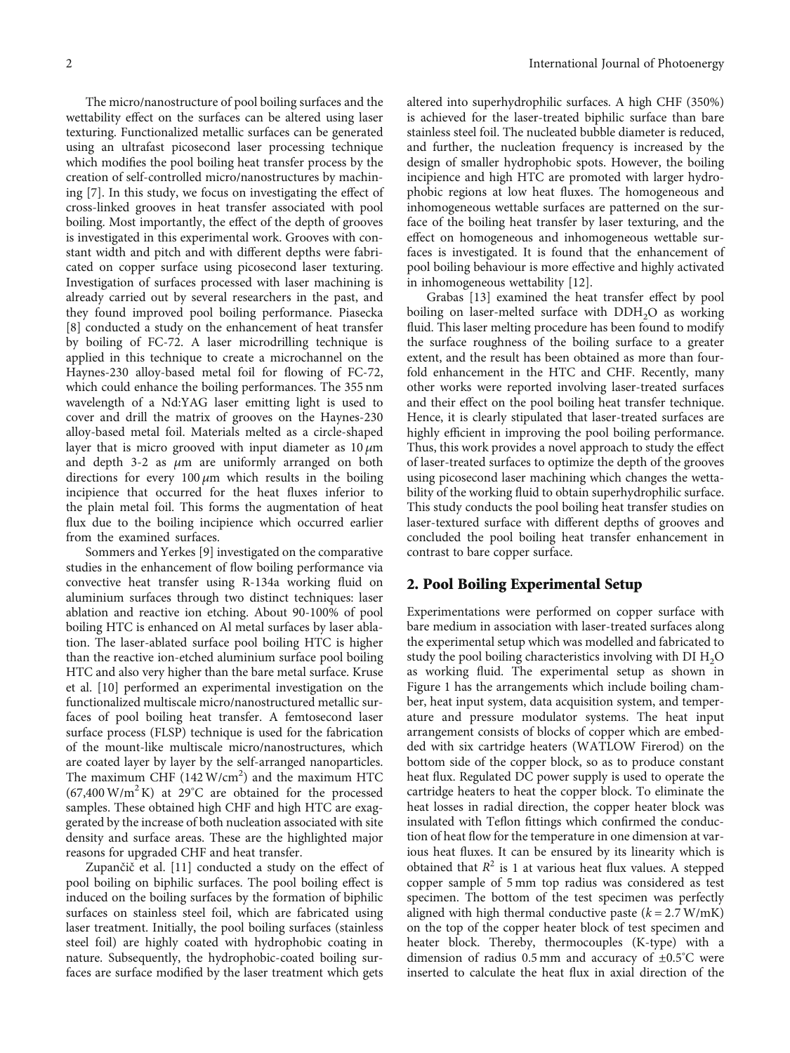The micro/nanostructure of pool boiling surfaces and the wettability effect on the surfaces can be altered using laser texturing. Functionalized metallic surfaces can be generated using an ultrafast picosecond laser processing technique which modifies the pool boiling heat transfer process by the creation of self-controlled micro/nanostructures by machining [7]. In this study, we focus on investigating the effect of cross-linked grooves in heat transfer associated with pool boiling. Most importantly, the effect of the depth of grooves is investigated in this experimental work. Grooves with constant width and pitch and with different depths were fabricated on copper surface using picosecond laser texturing. Investigation of surfaces processed with laser machining is already carried out by several researchers in the past, and they found improved pool boiling performance. Piasecka [8] conducted a study on the enhancement of heat transfer by boiling of FC-72. A laser microdrilling technique is applied in this technique to create a microchannel on the Haynes-230 alloy-based metal foil for flowing of FC-72, which could enhance the boiling performances. The 355 nm wavelength of a Nd:YAG laser emitting light is used to cover and drill the matrix of grooves on the Haynes-230 alloy-based metal foil. Materials melted as a circle-shaped layer that is micro grooved with input diameter as 10 $\mu$m and depth 3-2 as $\mu$m are uniformly arranged on both directions for every 100 $\mu$m which results in the boiling incipience that occurred for the heat fluxes inferior to the plain metal foil. This forms the augmentation of heat flux due to the boiling incipience which occurred earlier from the examined surfaces.

Sommers and Yerkes [9] investigated on the comparative studies in the enhancement of flow boiling performance via convective heat transfer using R-134a working fluid on aluminium surfaces through two distinct techniques: laser ablation and reactive ion etching. About 90-100% of pool boiling HTC is enhanced on Al metal surfaces by laser ablation. The laser-ablated surface pool boiling HTC is higher than the reactive ion-etched aluminium surface pool boiling HTC and also very higher than the bare metal surface. Kruse et al. [10] performed an experimental investigation on the functionalized multiscale micro/nanostructured metallic surfaces of pool boiling heat transfer. A femtosecond laser surface process (FLSP) technique is used for the fabrication of the mount-like multiscale micro/nanostructures, which are coated layer by layer by the self-arranged nanoparticles. The maximum CHF (142 W/cm$^2$) and the maximum HTC (67,400 W/m$^2$ K) at 29°C are obtained for the processed samples. These obtained high CHF and high HTC are exaggerated by the increase of both nucleation associated with site density and surface areas. These are the highlighted major reasons for upgraded CHF and heat transfer.

Zupančič et al. [11] conducted a study on the effect of pool boiling on biphilic surfaces. The pool boiling effect is induced on the boiling surfaces by the formation of biphilic surfaces on stainless steel foil, which are fabricated using laser treatment. Initially, the pool boiling surfaces (stainless steel foil) are highly coated with hydrophobic coating in nature. Subsequently, the hydrophobic-coated boiling surfaces are surface modified by the laser treatment which gets altered into superhydrophilic surfaces. A high CHF (350%) is achieved for the laser-treated biphilic surface than bare stainless steel foil. The nucleated bubble diameter is reduced, and further, the nucleation frequency is increased by the design of smaller hydrophobic spots. However, the boiling incipience and high HTC are promoted with larger hydrophobic regions at low heat fluxes. The homogeneous and inhomogeneous wettable surfaces are patterned on the surface of the boiling heat transfer by laser texturing, and the effect on homogeneous and inhomogeneous wettable surfaces is investigated. It is found that the enhancement of pool boiling behaviour is more effective and highly activated in inhomogeneous wettability [12].

Grabas [13] examined the heat transfer effect by pool boiling on laser-melted surface with DD$H_2O$ as working fluid. This laser melting procedure has been found to modify the surface roughness of the boiling surface to a greater extent, and the result has been obtained as more than fourfold enhancement in the HTC and CHF. Recently, many other works were reported involving laser-treated surfaces and their effect on the pool boiling heat transfer technique. Hence, it is clearly stipulated that laser-treated surfaces are highly efficient in improving the pool boiling performance. Thus, this work provides a novel approach to study the effect of laser-treated surfaces to optimize the depth of the grooves using picosecond laser machining which changes the wettability of the working fluid to obtain superhydrophilic surface. This study conducts the pool boiling heat transfer studies on laser-textured surface with different depths of grooves and concluded the pool boiling heat transfer enhancement in contrast to bare copper surface.

## 2. Pool Boiling Experimental Setup

Experimentations were performed on copper surface with bare medium in association with laser-treated surfaces along the experimental setup which was modelled and fabricated to study the pool boiling characteristics involving with DI $H_2O$ as working fluid. The experimental setup as shown in Figure 1 has the arrangements which include boiling chamber, heat input system, data acquisition system, and temperature and pressure modulator systems. The heat input arrangement consists of blocks of copper which are embedded with six cartridge heaters (WATLOW Firerod) on the bottom side of the copper block, so as to produce constant heat flux. Regulated DC power supply is used to operate the cartridge heaters to heat the copper block. To eliminate the heat losses in radial direction, the copper heater block was insulated with Teflon fittings which confirmed the conduction of heat flow for the temperature in one dimension at various heat fluxes. It can be ensured by its linearity which is obtained that $R^2$ is 1 at various heat flux values. A stepped copper sample of 5 mm top radius was considered as test specimen. The bottom of the test specimen was perfectly aligned with high thermal conductive paste ($k = 2.7$ W/mK) on the top of the copper heater block of test specimen and heater block. Thereby, thermocouples (K-type) with a dimension of radius 0.5 mm and accuracy of ±0.5°C were inserted to calculate the heat flux in axial direction of the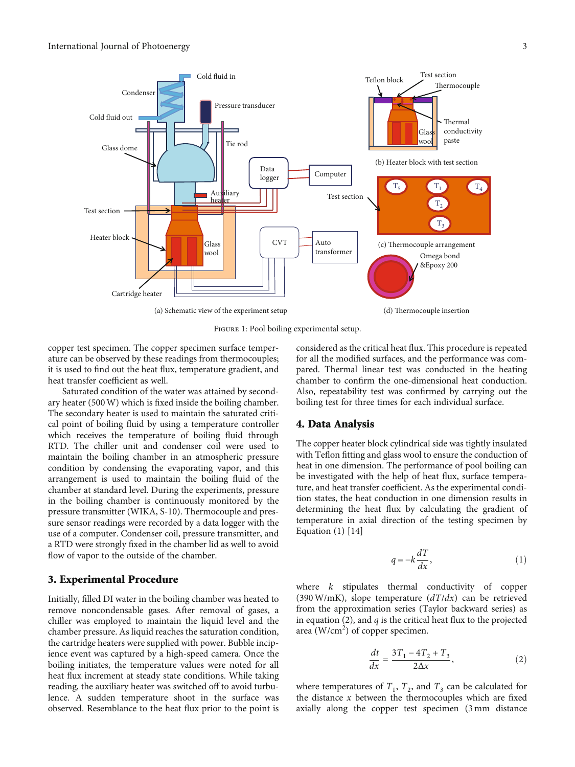(a) Schematic view of the experiment setup

(b) Heater block with test section

(c) Thermocouple arrangement

(d) Thermocouple insertion

Figure 1: Pool boiling experimental setup.

copper test specimen. The copper specimen surface temperature can be observed by these readings from thermocouples; it is used to find out the heat flux, temperature gradient, and heat transfer coefficient as well.

Saturated condition of the water was attained by secondary heater (500 W) which is fixed inside the boiling chamber. The secondary heater is used to maintain the saturated critical point of boiling fluid by using a temperature controller which receives the temperature of boiling fluid through RTD. The chiller unit and condenser coil were used to maintain the boiling chamber in an atmospheric pressure condition by condensing the evaporating vapor, and this arrangement is used to maintain the boiling fluid of the chamber at standard level. During the experiments, pressure in the boiling chamber is continuously monitored by the pressure transmitter (WIKA, S-10). Thermocouple and pressure sensor readings were recorded by a data logger with the use of a computer. Condenser coil, pressure transmitter, and a RTD were strongly fixed in the chamber lid as well to avoid flow of vapor to the outside of the chamber.

## 3. Experimental Procedure

Initially, filled DI water in the boiling chamber was heated to remove noncondensable gases. After removal of gases, a chiller was employed to maintain the liquid level and the chamber pressure. As liquid reaches the saturation condition, the cartridge heaters were supplied with power. Bubble incipience event was captured by a high-speed camera. Once the boiling initiates, the temperature values were noted for all heat flux increment at steady state conditions. While taking reading, the auxiliary heater was switched off to avoid turbulence. A sudden temperature shoot in the surface was observed. Resemblance to the heat flux prior to the point is considered as the critical heat flux. This procedure is repeated for all the modified surfaces, and the performance was compared. Thermal linear test was conducted in the heating chamber to confirm the one-dimensional heat conduction. Also, repeatability test was confirmed by carrying out the boiling test for three times for each individual surface.

## 4. Data Analysis

The copper heater block cylindrical side was tightly insulated with Teflon fitting and glass wool to ensure the conduction of heat in one dimension. The performance of pool boiling can be investigated with the help of heat flux, surface temperature, and heat transfer coefficient. As the experimental condition states, the heat conduction in one dimension results in determining the heat flux by calculating the gradient of temperature in axial direction of the testing specimen by Equation (1) [14]

$$q = -k\frac{dT}{dx}, \tag{1}$$

where $k$ stipulates thermal conductivity of copper (390 W/mK), slope temperature ($dT/dx$) can be retrieved from the approximation series (Taylor backward series) as in equation (2), and $q$ is the critical heat flux to the projected area (W/cm$^2$) of copper specimen.

$$\frac{dt}{dx} = \frac{3T_1 - 4T_2 + T_3}{2\Delta x}, \tag{2}$$

where temperatures of $T_1$, $T_2$, and $T_3$ can be calculated for the distance $x$ between the thermocouples which are fixed axially along the copper test specimen (3 mm distance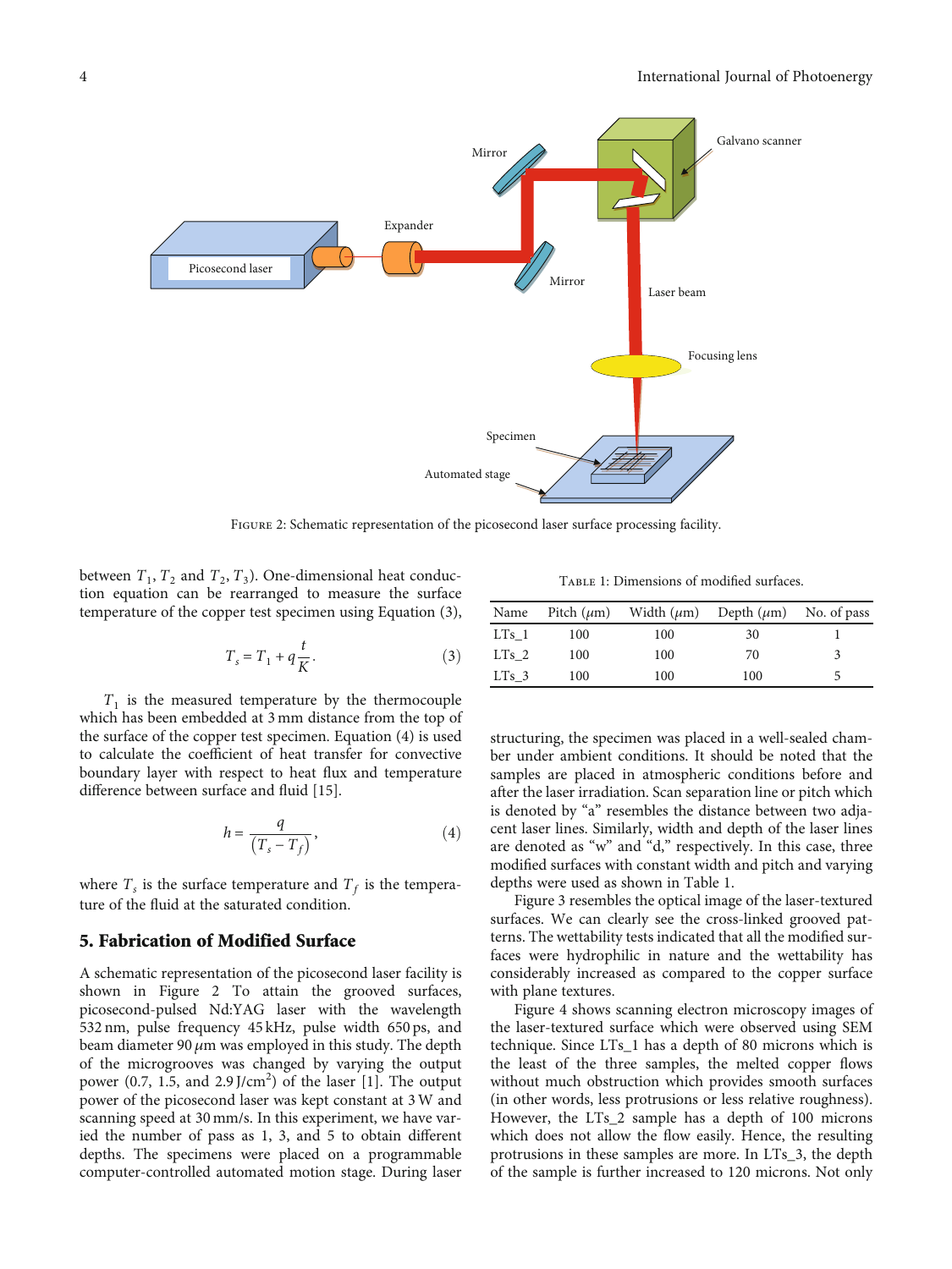Figure 2: Schematic representation of the picosecond laser surface processing facility.

between $T_1$, $T_2$ and $T_2$, $T_3$). One-dimensional heat conduction equation can be rearranged to measure the surface temperature of the copper test specimen using Equation (3),

$$T_s = T_1 + q\frac{t}{K}. \tag{3}$$

$T_1$ is the measured temperature by the thermocouple which has been embedded at 3 mm distance from the top of the surface of the copper test specimen. Equation (4) is used to calculate the coefficient of heat transfer for convective boundary layer with respect to heat flux and temperature difference between surface and fluid [15].

$$h = \frac{q}{(T_s - T_f)}, \tag{4}$$

where $T_s$ is the surface temperature and $T_f$ is the temperature of the fluid at the saturated condition.

## 5. Fabrication of Modified Surface

A schematic representation of the picosecond laser facility is shown in Figure 2 To attain the grooved surfaces, picosecond-pulsed Nd:YAG laser with the wavelength 532 nm, pulse frequency 45 kHz, pulse width 650 ps, and beam diameter 90 $\mu$m was employed in this study. The depth of the microgrooves was changed by varying the output power (0.7, 1.5, and 2.9 J/cm$^2$) of the laser [1]. The output power of the picosecond laser was kept constant at 3 W and scanning speed at 30 mm/s. In this experiment, we have varied the number of pass as 1, 3, and 5 to obtain different depths. The specimens were placed on a programmable computer-controlled automated motion stage. During laser structuring, the specimen was placed in a well-sealed chamber under ambient conditions. It should be noted that the samples are placed in atmospheric conditions before and after the laser irradiation. Scan separation line or pitch which is denoted by "a" resembles the distance between two adjacent laser lines. Similarly, width and depth of the laser lines are denoted as "w" and "d," respectively. In this case, three modified surfaces with constant width and pitch and varying depths were used as shown in Table 1.

Table 1: Dimensions of modified surfaces.

| Name | Pitch ($\mu$m) | Width ($\mu$m) | Depth ($\mu$m) | No. of pass |
|---|---|---|---|---|
| LTs_1 | 100 | 100 | 30 | 1 |
| LTs_2 | 100 | 100 | 70 | 3 |
| LTs_3 | 100 | 100 | 100 | 5 |

Figure 3 resembles the optical image of the laser-textured surfaces. We can clearly see the cross-linked grooved patterns. The wettability tests indicated that all the modified surfaces were hydrophilic in nature and the wettability has considerably increased as compared to the copper surface with plane textures.

Figure 4 shows scanning electron microscopy images of the laser-textured surface which were observed using SEM technique. Since LTs_1 has a depth of 80 microns which is the least of the three samples, the melted copper flows without much obstruction which provides smooth surfaces (in other words, less protrusions or less relative roughness). However, the LTs_2 sample has a depth of 100 microns which does not allow the flow easily. Hence, the resulting protrusions in these samples are more. In LTs_3, the depth of the sample is further increased to 120 microns. Not only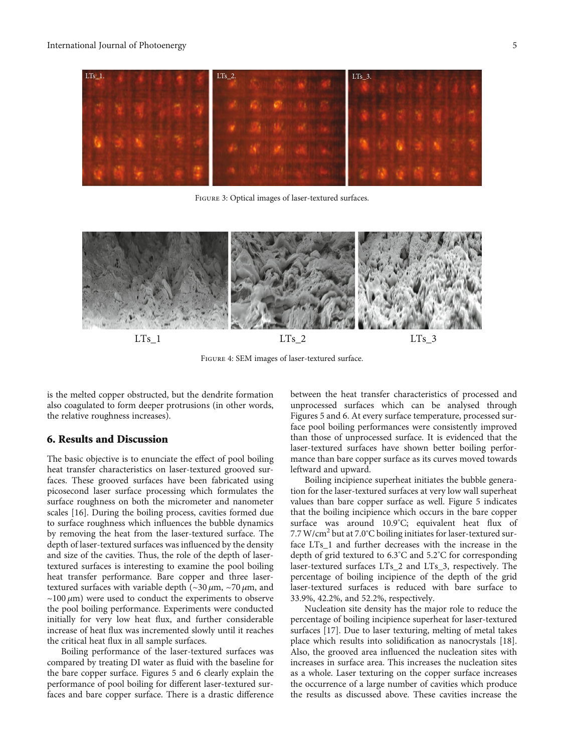Figure 3: Optical images of laser-textured surfaces.

Figure 4: SEM images of laser-textured surface.

is the melted copper obstructed, but the dendrite formation also coagulated to form deeper protrusions (in other words, the relative roughness increases).

## 6. Results and Discussion

The basic objective is to enunciate the effect of pool boiling heat transfer characteristics on laser-textured grooved surfaces. These grooved surfaces have been fabricated using picosecond laser surface processing which formulates the surface roughness on both the micrometer and nanometer scales [16]. During the boiling process, cavities formed due to surface roughness which influences the bubble dynamics by removing the heat from the laser-textured surface. The depth of laser-textured surfaces was influenced by the density and size of the cavities. Thus, the role of the depth of laser-textured surfaces is interesting to examine the pool boiling heat transfer performance. Bare copper and three laser-textured surfaces with variable depth (~30 $\mu$m, ~70 $\mu$m, and ~100 $\mu$m) were used to conduct the experiments to observe the pool boiling performance. Experiments were conducted initially for very low heat flux, and further considerable increase of heat flux was incremented slowly until it reaches the critical heat flux in all sample surfaces.

Boiling performance of the laser-textured surfaces was compared by treating DI water as fluid with the baseline for the bare copper surface. Figures 5 and 6 clearly explain the performance of pool boiling for different laser-textured surfaces and bare copper surface. There is a drastic difference between the heat transfer characteristics of processed and unprocessed surfaces which can be analysed through Figures 5 and 6. At every surface temperature, processed surface pool boiling performances were consistently improved than those of unprocessed surface. It is evidenced that the laser-textured surfaces have shown better boiling performance than bare copper surface as its curves moved towards leftward and upward.

Boiling incipience superheat initiates the bubble generation for the laser-textured surfaces at very low wall superheat values than bare copper surface as well. Figure 5 indicates that the boiling incipience which occurs in the bare copper surface was around 10.9°C; equivalent heat flux of 7.7 W/cm$^2$ but at 7.0°C boiling initiates for laser-textured surface LTs_1 and further decreases with the increase in the depth of grid textured to 6.3°C and 5.2°C for corresponding laser-textured surfaces LTs_2 and LTs_3, respectively. The percentage of boiling incipience of the depth of the grid laser-textured surfaces is reduced with bare surface to 33.9%, 42.2%, and 52.2%, respectively.

Nucleation site density has the major role to reduce the percentage of boiling incipience superheat for laser-textured surfaces [17]. Due to laser texturing, melting of metal takes place which results into solidification as nanocrystals [18]. Also, the grooved area influenced the nucleation sites with increases in surface area. This increases the nucleation sites as a whole. Laser texturing on the copper surface increases the occurrence of a large number of cavities which produce the results as discussed above. These cavities increase the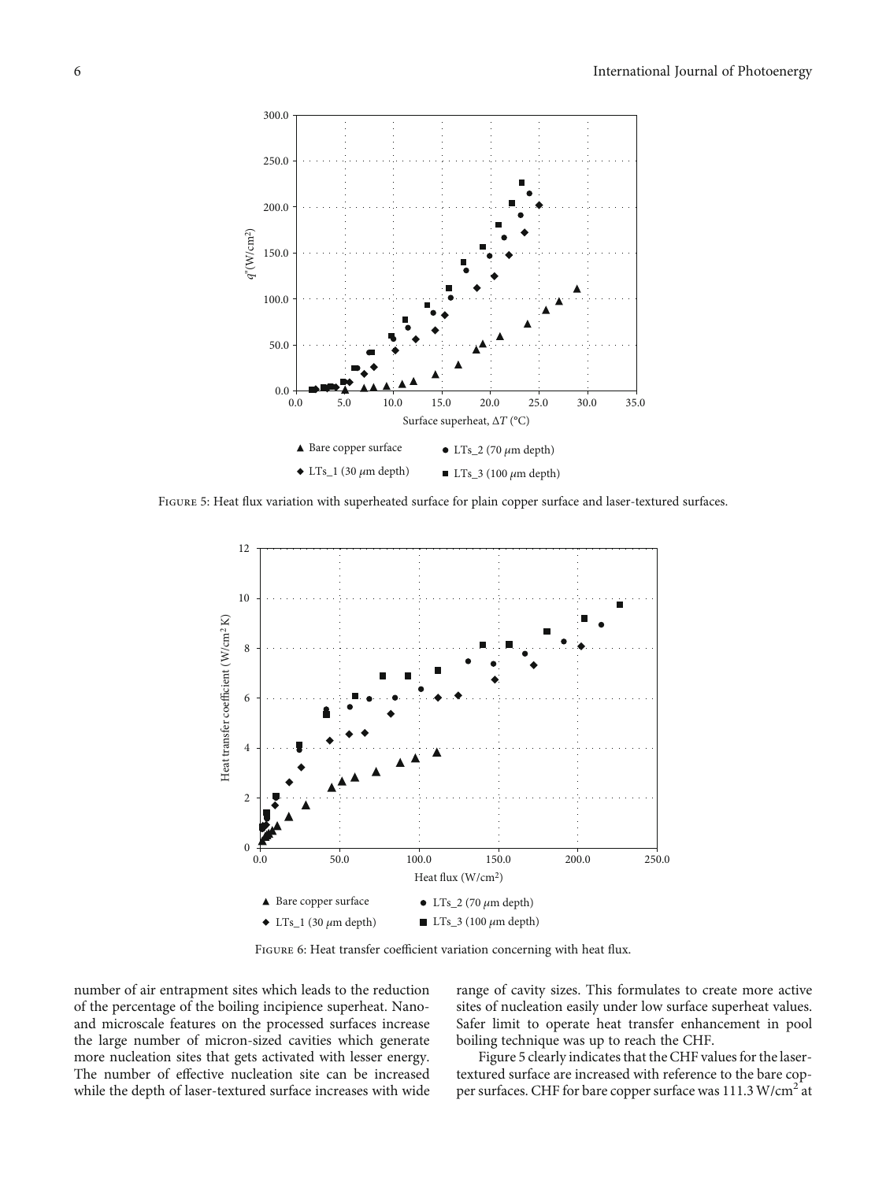FIGURE 5: Heat flux variation with superheated surface for plain copper surface and laser-textured surfaces.

FIGURE 6: Heat transfer coefficient variation concerning with heat flux.

number of air entrapment sites which leads to the reduction of the percentage of the boiling incipience superheat. Nano- and microscale features on the processed surfaces increase the large number of micron-sized cavities which generate more nucleation sites that gets activated with lesser energy. The number of effective nucleation site can be increased while the depth of laser-textured surface increases with wide range of cavity sizes. This formulates to create more active sites of nucleation easily under low surface superheat values. Safer limit to operate heat transfer enhancement in pool boiling technique was up to reach the CHF.

Figure 5 clearly indicates that the CHF values for the laser-textured surface are increased with reference to the bare copper surfaces. CHF for bare copper surface was 111.3 W/cm$^2$ at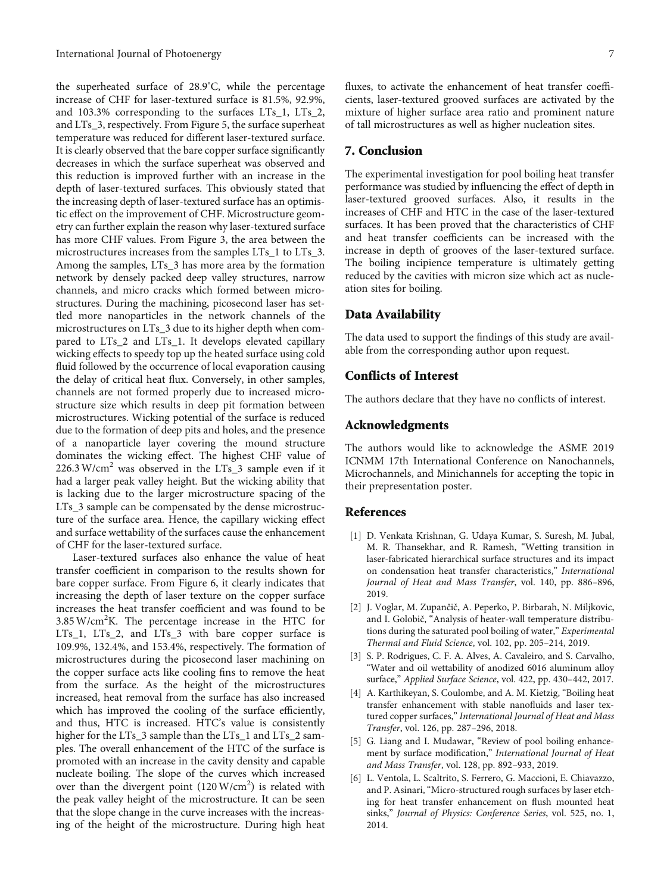the superheated surface of 28.9°C, while the percentage increase of CHF for laser-textured surface is 81.5%, 92.9%, and 103.3% corresponding to the surfaces LTs_1, LTs_2, and LTs_3, respectively. From Figure 5, the surface superheat temperature was reduced for different laser-textured surface. It is clearly observed that the bare copper surface significantly decreases in which the surface superheat was observed and this reduction is improved further with an increase in the depth of laser-textured surfaces. This obviously stated that the increasing depth of laser-textured surface has an optimistic effect on the improvement of CHF. Microstructure geometry can further explain the reason why laser-textured surface has more CHF values. From Figure 3, the area between the microstructures increases from the samples LTs_1 to LTs_3. Among the samples, LTs_3 has more area by the formation network by densely packed deep valley structures, narrow channels, and micro cracks which formed between microstructures. During the machining, picosecond laser has settled more nanoparticles in the network channels of the microstructures on LTs_3 due to its higher depth when compared to LTs_2 and LTs_1. It develops elevated capillary wicking effects to speedy top up the heated surface using cold fluid followed by the occurrence of local evaporation causing the delay of critical heat flux. Conversely, in other samples, channels are not formed properly due to increased microstructure size which results in deep pit formation between microstructures. Wicking potential of the surface is reduced due to the formation of deep pits and holes, and the presence of a nanoparticle layer covering the mound structure dominates the wicking effect. The highest CHF value of 226.3 $W/cm^2$ was observed in the LTs_3 sample even if it had a larger peak valley height. But the wicking ability that is lacking due to the larger microstructure spacing of the LTs_3 sample can be compensated by the dense microstructure of the surface area. Hence, the capillary wicking effect and surface wettability of the surfaces cause the enhancement of CHF for the laser-textured surface.

Laser-textured surfaces also enhance the value of heat transfer coefficient in comparison to the results shown for bare copper surface. From Figure 6, it clearly indicates that increasing the depth of laser texture on the copper surface increases the heat transfer coefficient and was found to be 3.85 $W/cm^2K$. The percentage increase in the HTC for LTs_1, LTs_2, and LTs_3 with bare copper surface is 109.9%, 132.4%, and 153.4%, respectively. The formation of microstructures during the picosecond laser machining on the copper surface acts like cooling fins to remove the heat from the surface. As the height of the microstructures increased, heat removal from the surface has also increased which has improved the cooling of the surface efficiently, and thus, HTC is increased. HTC's value is consistently higher for the LTs_3 sample than the LTs_1 and LTs_2 samples. The overall enhancement of the HTC of the surface is promoted with an increase in the cavity density and capable nucleate boiling. The slope of the curves which increased over than the divergent point (120 $W/cm^2$) is related with the peak valley height of the microstructure. It can be seen that the slope change in the curve increases with the increasing of the height of the microstructure. During high heat fluxes, to activate the enhancement of heat transfer coefficients, laser-textured grooved surfaces are activated by the mixture of higher surface area ratio and prominent nature of tall microstructures as well as higher nucleation sites.

## 7. Conclusion

The experimental investigation for pool boiling heat transfer performance was studied by influencing the effect of depth in laser-textured grooved surfaces. Also, it results in the increases of CHF and HTC in the case of the laser-textured surfaces. It has been proved that the characteristics of CHF and heat transfer coefficients can be increased with the increase in depth of grooves of the laser-textured surface. The boiling incipience temperature is ultimately getting reduced by the cavities with micron size which act as nucleation sites for boiling.

## Data Availability

The data used to support the findings of this study are available from the corresponding author upon request.

## Conflicts of Interest

The authors declare that they have no conflicts of interest.

## Acknowledgments

The authors would like to acknowledge the ASME 2019 ICNMM 17th International Conference on Nanochannels, Microchannels, and Minichannels for accepting the topic in their prepresentation poster.

## References

[1] D. Venkata Krishnan, G. Udaya Kumar, S. Suresh, M. Jubal, M. R. Thansekhar, and R. Ramesh, "Wetting transition in laser-fabricated hierarchical surface structures and its impact on condensation heat transfer characteristics," *International Journal of Heat and Mass Transfer*, vol. 140, pp. 886–896, 2019.

[2] J. Voglar, M. Zupančič, A. Peperko, P. Birbarah, N. Miljkovic, and I. Golobič, "Analysis of heater-wall temperature distributions during the saturated pool boiling of water," *Experimental Thermal and Fluid Science*, vol. 102, pp. 205–214, 2019.

[3] S. P. Rodrigues, C. F. A. Alves, A. Cavaleiro, and S. Carvalho, "Water and oil wettability of anodized 6016 aluminum alloy surface," *Applied Surface Science*, vol. 422, pp. 430–442, 2017.

[4] A. Karthikeyan, S. Coulombe, and A. M. Kietzig, "Boiling heat transfer enhancement with stable nanofluids and laser textured copper surfaces," *International Journal of Heat and Mass Transfer*, vol. 126, pp. 287–296, 2018.

[5] G. Liang and I. Mudawar, "Review of pool boiling enhancement by surface modification," *International Journal of Heat and Mass Transfer*, vol. 128, pp. 892–933, 2019.

[6] L. Ventola, L. Scaltrito, S. Ferrero, G. Maccioni, E. Chiavazzo, and P. Asinari, "Micro-structured rough surfaces by laser etching for heat transfer enhancement on flush mounted heat sinks," *Journal of Physics: Conference Series*, vol. 525, no. 1, 2014.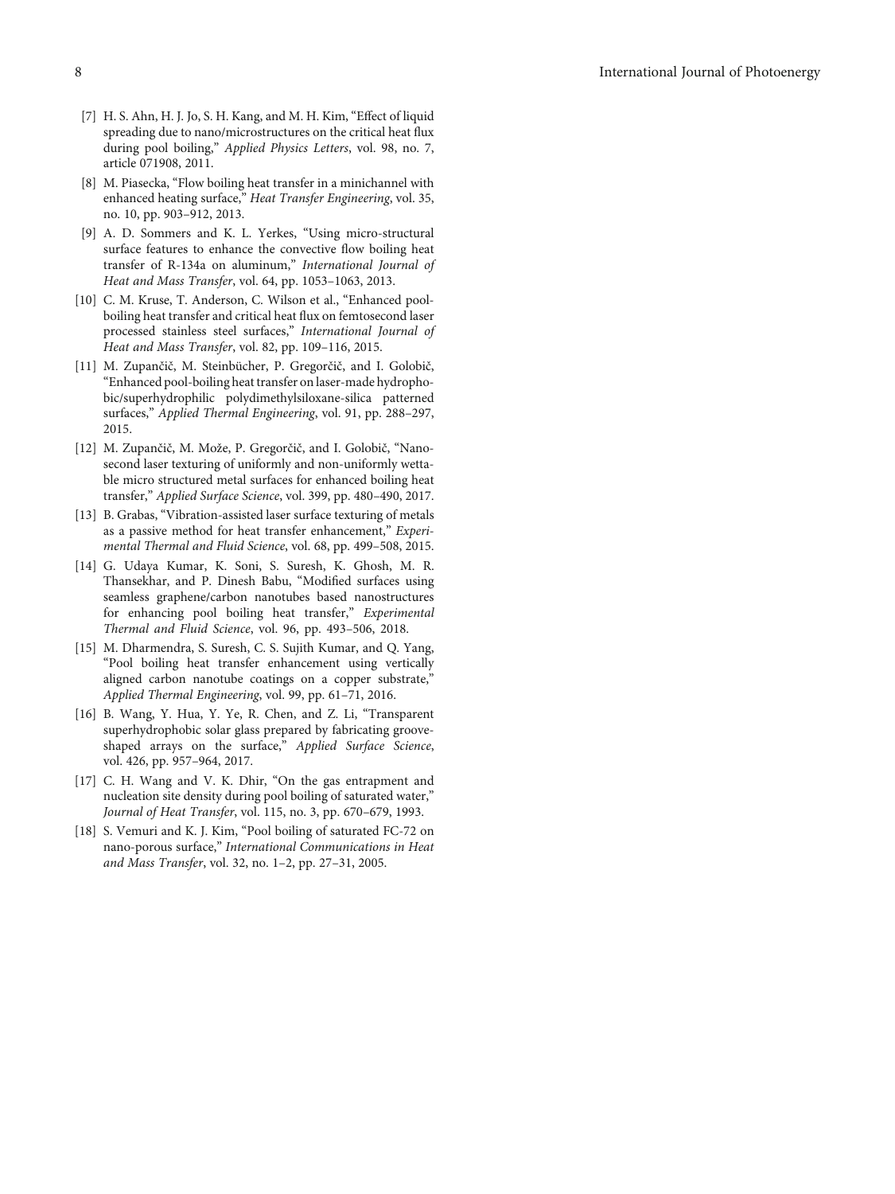[7] H. S. Ahn, H. J. Jo, S. H. Kang, and M. H. Kim, "Effect of liquid spreading due to nano/microstructures on the critical heat flux during pool boiling," *Applied Physics Letters*, vol. 98, no. 7, article 071908, 2011.

[8] M. Piasecka, "Flow boiling heat transfer in a minichannel with enhanced heating surface," *Heat Transfer Engineering*, vol. 35, no. 10, pp. 903–912, 2013.

[9] A. D. Sommers and K. L. Yerkes, "Using micro-structural surface features to enhance the convective flow boiling heat transfer of R-134a on aluminum," *International Journal of Heat and Mass Transfer*, vol. 64, pp. 1053–1063, 2013.

[10] C. M. Kruse, T. Anderson, C. Wilson et al., "Enhanced pool-boiling heat transfer and critical heat flux on femtosecond laser processed stainless steel surfaces," *International Journal of Heat and Mass Transfer*, vol. 82, pp. 109–116, 2015.

[11] M. Zupančič, M. Steinbücher, P. Gregorčič, and I. Golobič, "Enhanced pool-boiling heat transfer on laser-made hydrophobic/superhydrophilic polydimethylsiloxane-silica patterned surfaces," *Applied Thermal Engineering*, vol. 91, pp. 288–297, 2015.

[12] M. Zupančič, M. Može, P. Gregorčič, and I. Golobič, "Nanosecond laser texturing of uniformly and non-uniformly wettable micro structured metal surfaces for enhanced boiling heat transfer," *Applied Surface Science*, vol. 399, pp. 480–490, 2017.

[13] B. Grabas, "Vibration-assisted laser surface texturing of metals as a passive method for heat transfer enhancement," *Experimental Thermal and Fluid Science*, vol. 68, pp. 499–508, 2015.

[14] G. Udaya Kumar, K. Soni, S. Suresh, K. Ghosh, M. R. Thansekhar, and P. Dinesh Babu, "Modified surfaces using seamless graphene/carbon nanotubes based nanostructures for enhancing pool boiling heat transfer," *Experimental Thermal and Fluid Science*, vol. 96, pp. 493–506, 2018.

[15] M. Dharmendra, S. Suresh, C. S. Sujith Kumar, and Q. Yang, "Pool boiling heat transfer enhancement using vertically aligned carbon nanotube coatings on a copper substrate," *Applied Thermal Engineering*, vol. 99, pp. 61–71, 2016.

[16] B. Wang, Y. Hua, Y. Ye, R. Chen, and Z. Li, "Transparent superhydrophobic solar glass prepared by fabricating groove-shaped arrays on the surface," *Applied Surface Science*, vol. 426, pp. 957–964, 2017.

[17] C. H. Wang and V. K. Dhir, "On the gas entrapment and nucleation site density during pool boiling of saturated water," *Journal of Heat Transfer*, vol. 115, no. 3, pp. 670–679, 1993.

[18] S. Vemuri and K. J. Kim, "Pool boiling of saturated FC-72 on nano-porous surface," *International Communications in Heat and Mass Transfer*, vol. 32, no. 1–2, pp. 27–31, 2005.